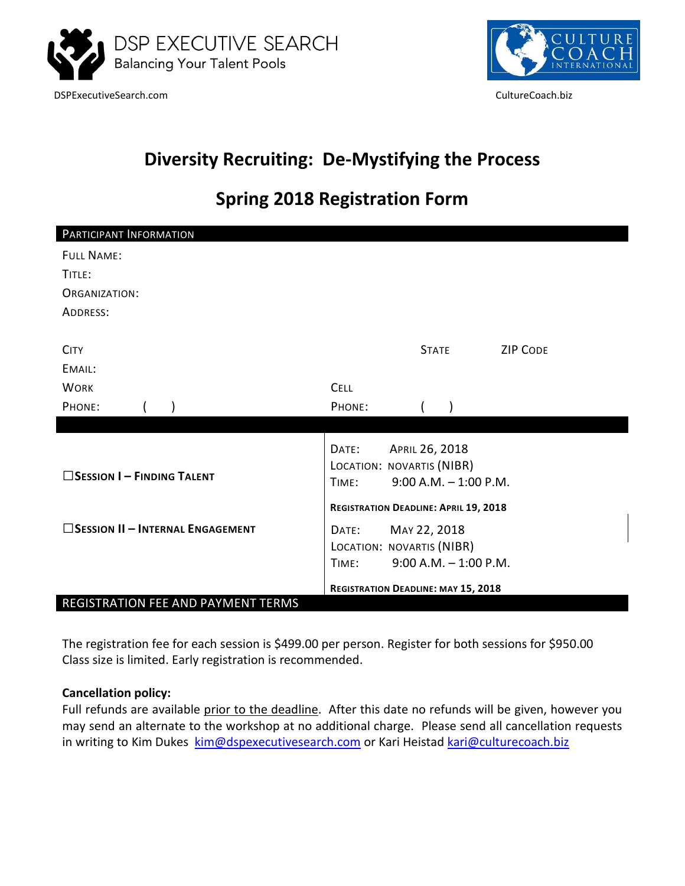DSP EXECUTIVE SEARCH
Balancing Your Talent Pools

DSPExecutiveSearch.com

CULTURE COACH INTERNATIONAL

CultureCoach.biz

# Diversity Recruiting: De-Mystifying the Process

## Spring 2018 Registration Form

**PARTICIPANT INFORMATION**

FULL NAME:

TITLE:

ORGANIZATION:

ADDRESS:

CITY | STATE | ZIP CODE

EMAIL:

WORK PHONE: ( ) | CELL PHONE: ( )

| | |
|---|---|
| ☐**SESSION I – FINDING TALENT** | DATE: APRIL 26, 2018<br>LOCATION: NOVARTIS (NIBR)<br>TIME: 9:00 A.M. – 1:00 P.M.<br>**REGISTRATION DEADLINE: APRIL 19, 2018** |
| ☐**SESSION II – INTERNAL ENGAGEMENT** | DATE: MAY 22, 2018<br>LOCATION: NOVARTIS (NIBR)<br>TIME: 9:00 A.M. – 1:00 P.M.<br>**REGISTRATION DEADLINE: MAY 15, 2018** |

**REGISTRATION FEE AND PAYMENT TERMS**

The registration fee for each session is $499.00 per person. Register for both sessions for $950.00
Class size is limited. Early registration is recommended.

**Cancellation policy:**
Full refunds are available prior to the deadline. After this date no refunds will be given, however you may send an alternate to the workshop at no additional charge. Please send all cancellation requests in writing to Kim Dukes kim@dspexecutivesearch.com or Kari Heistad kari@culturecoach.biz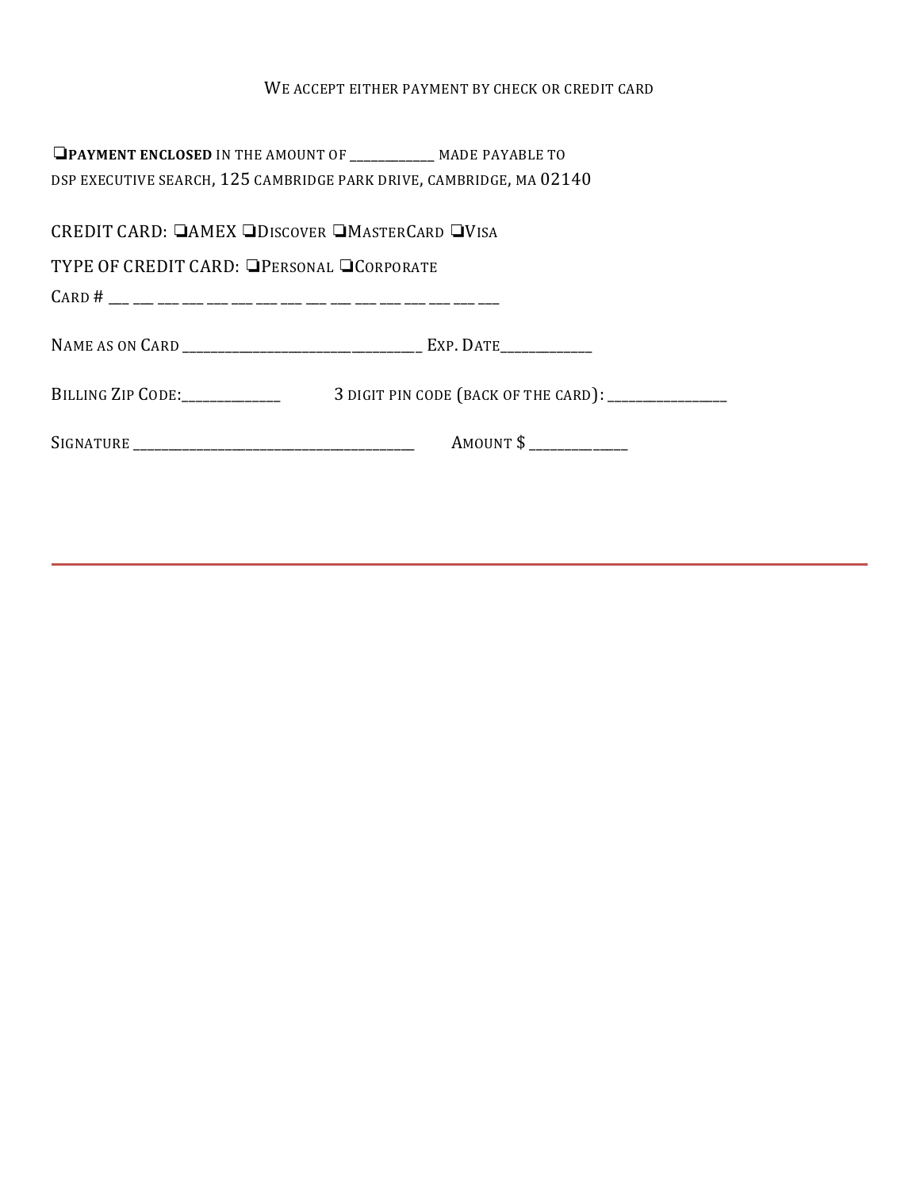WE ACCEPT EITHER PAYMENT BY CHECK OR CREDIT CARD

❏**PAYMENT ENCLOSED** IN THE AMOUNT OF ____________ MADE PAYABLE TO
DSP EXECUTIVE SEARCH, 125 CAMBRIDGE PARK DRIVE, CAMBRIDGE, MA 02140

CREDIT CARD: ❏AMEX ❏DISCOVER ❏MASTERCARD ❏VISA

TYPE OF CREDIT CARD: ❏PERSONAL ❏CORPORATE

CARD # ___ ___ ___ ___ ___ ___ ___ ___ ___ ___ ___ ___ ___ ___ ___ ___

NAME AS ON CARD ________________________________ EXP. DATE____________

BILLING ZIP CODE:_____________ 3 DIGIT PIN CODE (BACK OF THE CARD): ________________

SIGNATURE _____________________________________ AMOUNT $ _____________